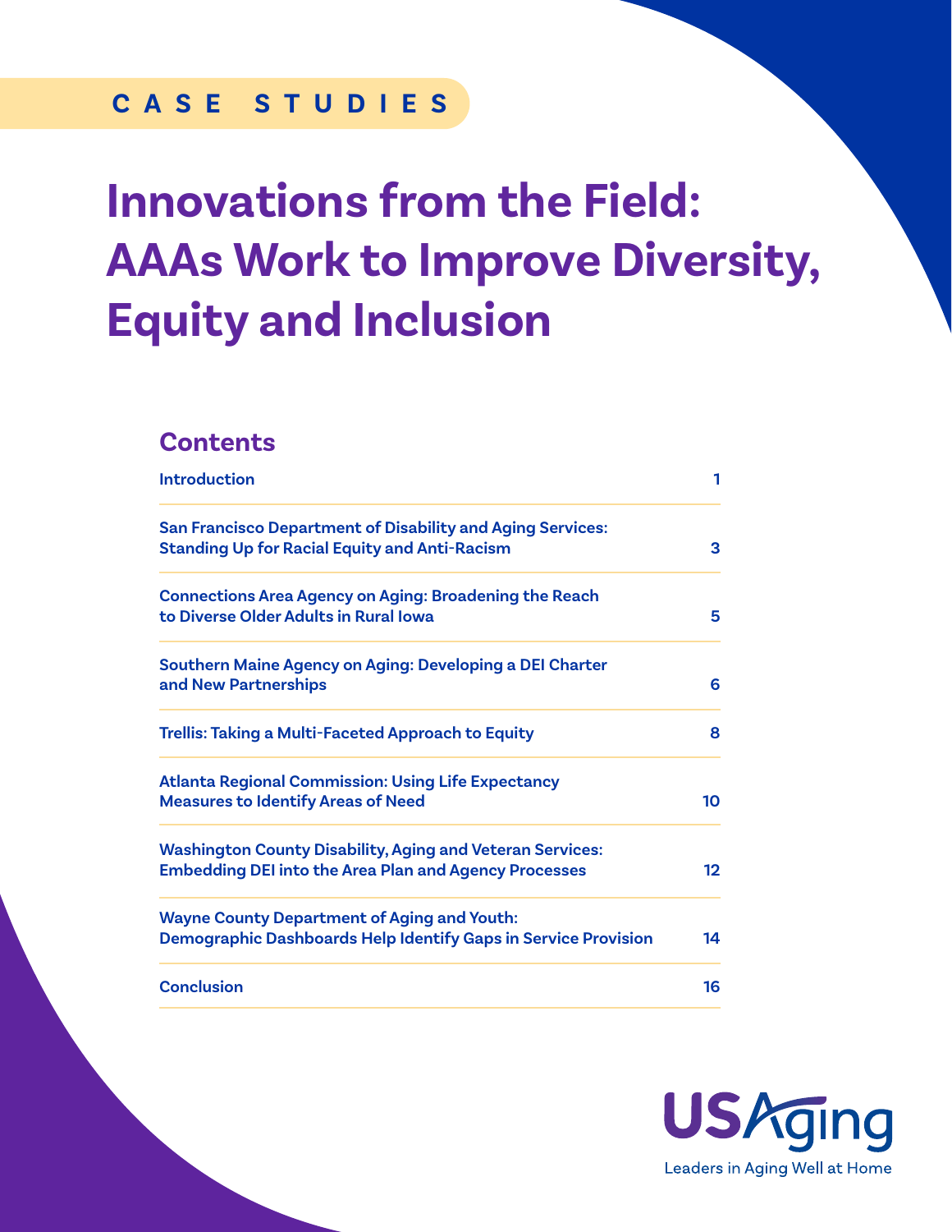CASE STUDIES

# Innovations from the Field: AAAs Work to Improve Diversity, Equity and Inclusion

## Contents

| | |
|---|---|
| Introduction | 1 |
| San Francisco Department of Disability and Aging Services: Standing Up for Racial Equity and Anti-Racism | 3 |
| Connections Area Agency on Aging: Broadening the Reach to Diverse Older Adults in Rural Iowa | 5 |
| Southern Maine Agency on Aging: Developing a DEI Charter and New Partnerships | 6 |
| Trellis: Taking a Multi-Faceted Approach to Equity | 8 |
| Atlanta Regional Commission: Using Life Expectancy Measures to Identify Areas of Need | 10 |
| Washington County Disability, Aging and Veteran Services: Embedding DEI into the Area Plan and Agency Processes | 12 |
| Wayne County Department of Aging and Youth: Demographic Dashboards Help Identify Gaps in Service Provision | 14 |
| Conclusion | 16 |

USAging

Leaders in Aging Well at Home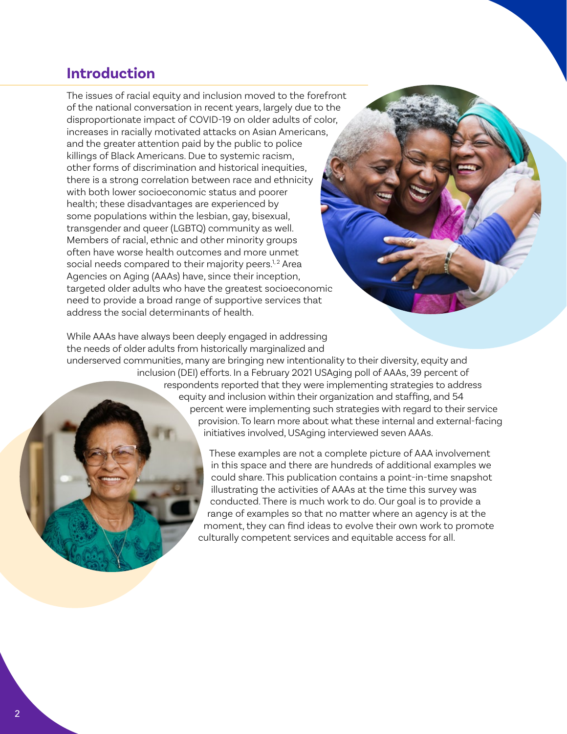## Introduction

The issues of racial equity and inclusion moved to the forefront of the national conversation in recent years, largely due to the disproportionate impact of COVID-19 on older adults of color, increases in racially motivated attacks on Asian Americans, and the greater attention paid by the public to police killings of Black Americans. Due to systemic racism, other forms of discrimination and historical inequities, there is a strong correlation between race and ethnicity with both lower socioeconomic status and poorer health; these disadvantages are experienced by some populations within the lesbian, gay, bisexual, transgender and queer (LGBTQ) community as well. Members of racial, ethnic and other minority groups often have worse health outcomes and more unmet social needs compared to their majority peers.[1,2] Area Agencies on Aging (AAAs) have, since their inception, targeted older adults who have the greatest socioeconomic need to provide a broad range of supportive services that address the social determinants of health.

While AAAs have always been deeply engaged in addressing the needs of older adults from historically marginalized and underserved communities, many are bringing new intentionality to their diversity, equity and inclusion (DEI) efforts. In a February 2021 USAging poll of AAAs, 39 percent of respondents reported that they were implementing strategies to address equity and inclusion within their organization and staffing, and 54 percent were implementing such strategies with regard to their service provision. To learn more about what these internal and external-facing initiatives involved, USAging interviewed seven AAAs.

These examples are not a complete picture of AAA involvement in this space and there are hundreds of additional examples we could share. This publication contains a point-in-time snapshot illustrating the activities of AAAs at the time this survey was conducted. There is much work to do. Our goal is to provide a range of examples so that no matter where an agency is at the moment, they can find ideas to evolve their own work to promote culturally competent services and equitable access for all.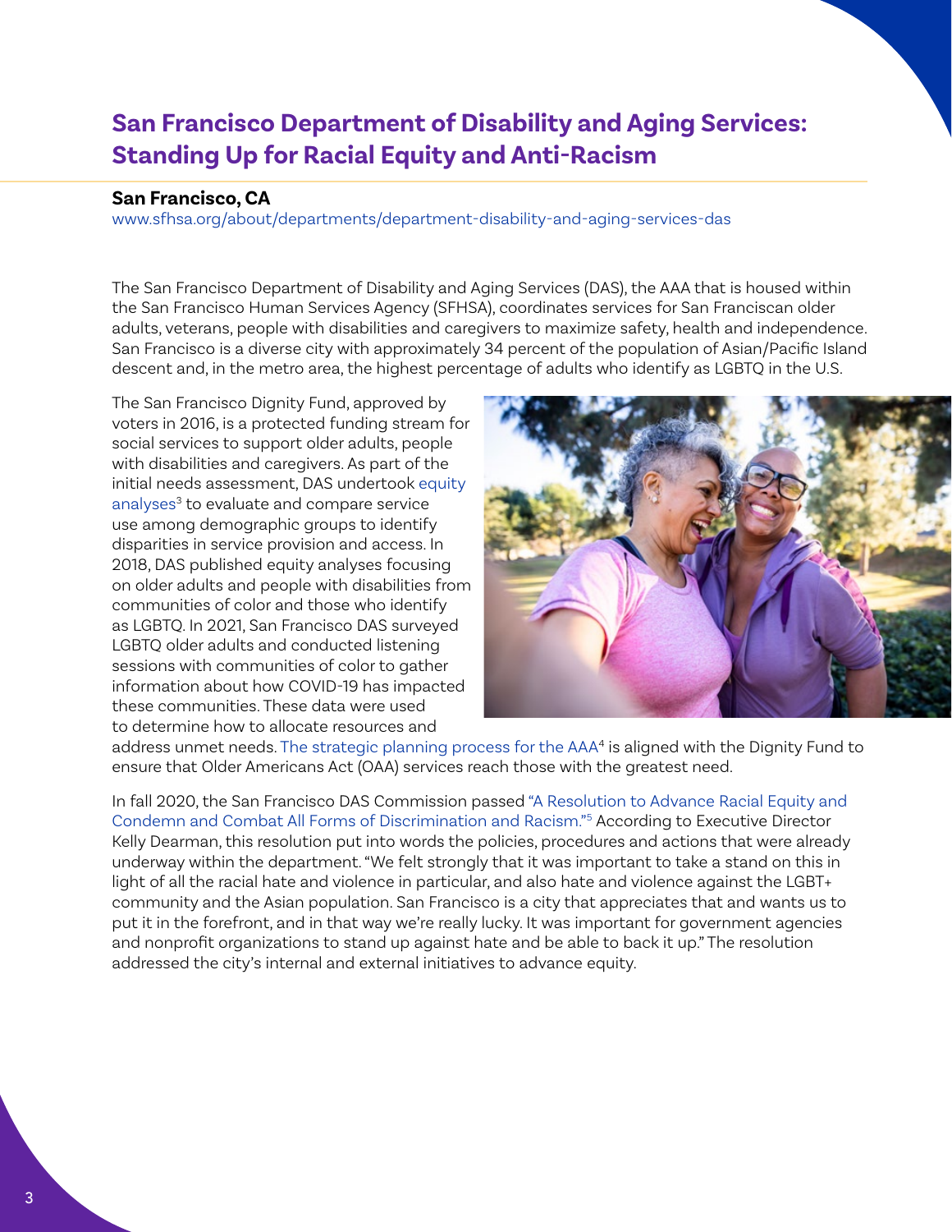# San Francisco Department of Disability and Aging Services: Standing Up for Racial Equity and Anti-Racism

**San Francisco, CA**

www.sfhsa.org/about/departments/department-disability-and-aging-services-das

The San Francisco Department of Disability and Aging Services (DAS), the AAA that is housed within the San Francisco Human Services Agency (SFHSA), coordinates services for San Franciscan older adults, veterans, people with disabilities and caregivers to maximize safety, health and independence. San Francisco is a diverse city with approximately 34 percent of the population of Asian/Pacific Island descent and, in the metro area, the highest percentage of adults who identify as LGBTQ in the U.S.

The San Francisco Dignity Fund, approved by voters in 2016, is a protected funding stream for social services to support older adults, people with disabilities and caregivers. As part of the initial needs assessment, DAS undertook equity analyses[3] to evaluate and compare service use among demographic groups to identify disparities in service provision and access. In 2018, DAS published equity analyses focusing on older adults and people with disabilities from communities of color and those who identify as LGBTQ. In 2021, San Francisco DAS surveyed LGBTQ older adults and conducted listening sessions with communities of color to gather information about how COVID-19 has impacted these communities. These data were used to determine how to allocate resources and address unmet needs. The strategic planning process for the AAA[4] is aligned with the Dignity Fund to ensure that Older Americans Act (OAA) services reach those with the greatest need.

In fall 2020, the San Francisco DAS Commission passed "A Resolution to Advance Racial Equity and Condemn and Combat All Forms of Discrimination and Racism."[5] According to Executive Director Kelly Dearman, this resolution put into words the policies, procedures and actions that were already underway within the department. "We felt strongly that it was important to take a stand on this in light of all the racial hate and violence in particular, and also hate and violence against the LGBT+ community and the Asian population. San Francisco is a city that appreciates that and wants us to put it in the forefront, and in that way we're really lucky. It was important for government agencies and nonprofit organizations to stand up against hate and be able to back it up." The resolution addressed the city's internal and external initiatives to advance equity.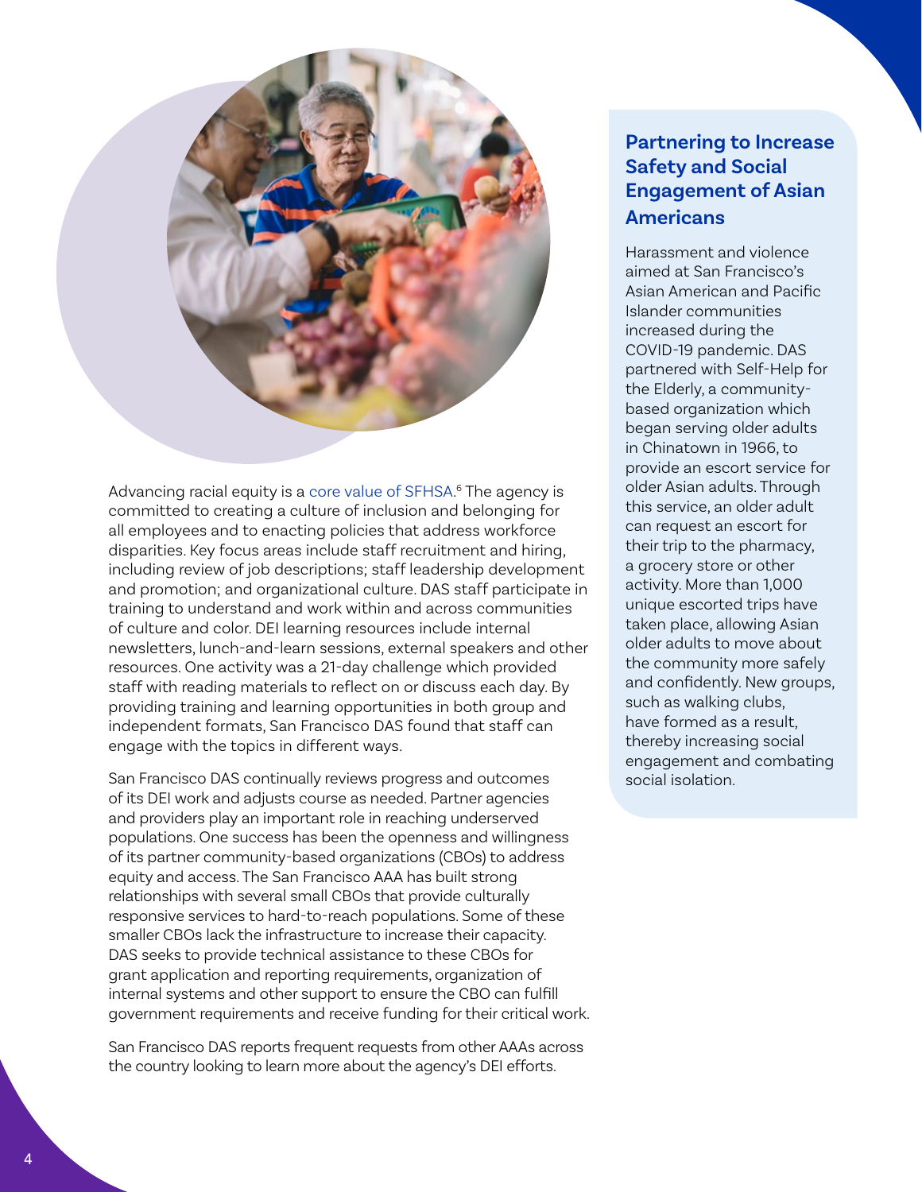Advancing racial equity is a core value of SFHSA.[6] The agency is committed to creating a culture of inclusion and belonging for all employees and to enacting policies that address workforce disparities. Key focus areas include staff recruitment and hiring, including review of job descriptions; staff leadership development and promotion; and organizational culture. DAS staff participate in training to understand and work within and across communities of culture and color. DEI learning resources include internal newsletters, lunch-and-learn sessions, external speakers and other resources. One activity was a 21-day challenge which provided staff with reading materials to reflect on or discuss each day. By providing training and learning opportunities in both group and independent formats, San Francisco DAS found that staff can engage with the topics in different ways.

San Francisco DAS continually reviews progress and outcomes of its DEI work and adjusts course as needed. Partner agencies and providers play an important role in reaching underserved populations. One success has been the openness and willingness of its partner community-based organizations (CBOs) to address equity and access. The San Francisco AAA has built strong relationships with several small CBOs that provide culturally responsive services to hard-to-reach populations. Some of these smaller CBOs lack the infrastructure to increase their capacity. DAS seeks to provide technical assistance to these CBOs for grant application and reporting requirements, organization of internal systems and other support to ensure the CBO can fulfill government requirements and receive funding for their critical work.

San Francisco DAS reports frequent requests from other AAAs across the country looking to learn more about the agency's DEI efforts.

## Partnering to Increase Safety and Social Engagement of Asian Americans

Harassment and violence aimed at San Francisco's Asian American and Pacific Islander communities increased during the COVID-19 pandemic. DAS partnered with Self-Help for the Elderly, a community-based organization which began serving older adults in Chinatown in 1966, to provide an escort service for older Asian adults. Through this service, an older adult can request an escort for their trip to the pharmacy, a grocery store or other activity. More than 1,000 unique escorted trips have taken place, allowing Asian older adults to move about the community more safely and confidently. New groups, such as walking clubs, have formed as a result, thereby increasing social engagement and combating social isolation.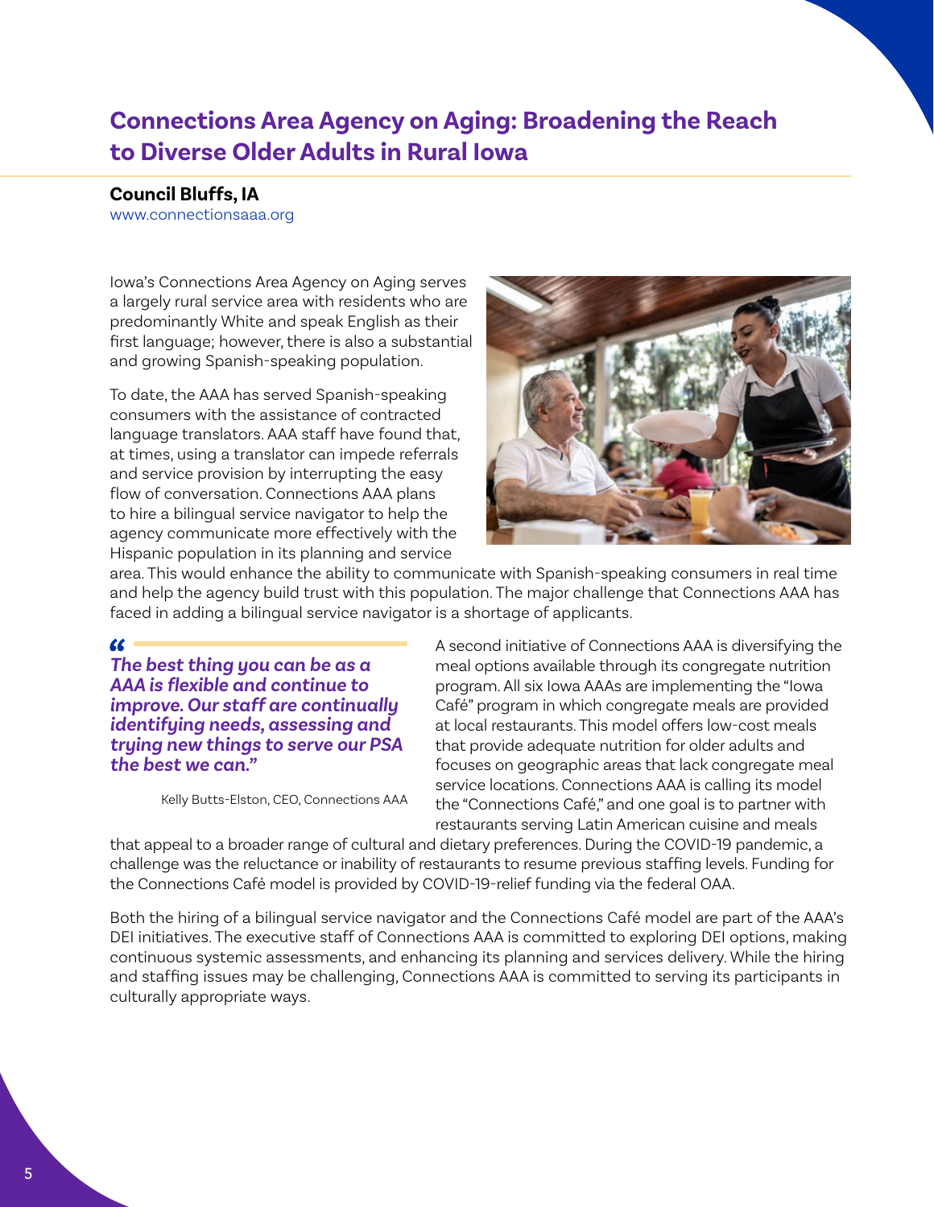## Connections Area Agency on Aging: Broadening the Reach to Diverse Older Adults in Rural Iowa

**Council Bluffs, IA**
www.connectionsaaa.org

Iowa's Connections Area Agency on Aging serves a largely rural service area with residents who are predominantly White and speak English as their first language; however, there is also a substantial and growing Spanish-speaking population.

To date, the AAA has served Spanish-speaking consumers with the assistance of contracted language translators. AAA staff have found that, at times, using a translator can impede referrals and service provision by interrupting the easy flow of conversation. Connections AAA plans to hire a bilingual service navigator to help the agency communicate more effectively with the Hispanic population in its planning and service area. This would enhance the ability to communicate with Spanish-speaking consumers in real time and help the agency build trust with this population. The major challenge that Connections AAA has faced in adding a bilingual service navigator is a shortage of applicants.

> ***"The best thing you can be as a AAA is flexible and continue to improve. Our staff are continually identifying needs, assessing and trying new things to serve our PSA the best we can."***
>
> Kelly Butts-Elston, CEO, Connections AAA

A second initiative of Connections AAA is diversifying the meal options available through its congregate nutrition program. All six Iowa AAAs are implementing the "Iowa Café" program in which congregate meals are provided at local restaurants. This model offers low-cost meals that provide adequate nutrition for older adults and focuses on geographic areas that lack congregate meal service locations. Connections AAA is calling its model the "Connections Café," and one goal is to partner with restaurants serving Latin American cuisine and meals that appeal to a broader range of cultural and dietary preferences. During the COVID-19 pandemic, a challenge was the reluctance or inability of restaurants to resume previous staffing levels. Funding for the Connections Café model is provided by COVID-19-relief funding via the federal OAA.

Both the hiring of a bilingual service navigator and the Connections Café model are part of the AAA's DEI initiatives. The executive staff of Connections AAA is committed to exploring DEI options, making continuous systemic assessments, and enhancing its planning and services delivery. While the hiring and staffing issues may be challenging, Connections AAA is committed to serving its participants in culturally appropriate ways.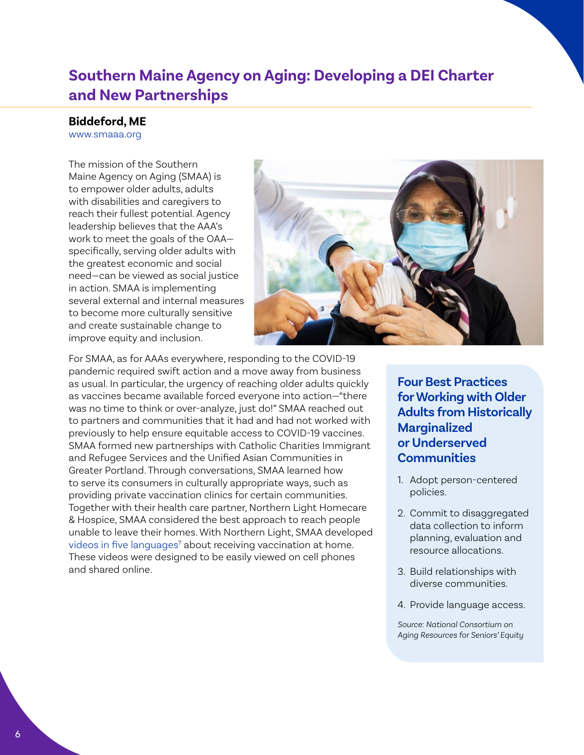## Southern Maine Agency on Aging: Developing a DEI Charter and New Partnerships

**Biddeford, ME**

www.smaaa.org

The mission of the Southern Maine Agency on Aging (SMAA) is to empower older adults, adults with disabilities and caregivers to reach their fullest potential. Agency leadership believes that the AAA's work to meet the goals of the OAA—specifically, serving older adults with the greatest economic and social need—can be viewed as social justice in action. SMAA is implementing several external and internal measures to become more culturally sensitive and create sustainable change to improve equity and inclusion.

For SMAA, as for AAAs everywhere, responding to the COVID-19 pandemic required swift action and a move away from business as usual. In particular, the urgency of reaching older adults quickly as vaccines became available forced everyone into action—"there was no time to think or over-analyze, just do!" SMAA reached out to partners and communities that it had and had not worked with previously to help ensure equitable access to COVID-19 vaccines. SMAA formed new partnerships with Catholic Charities Immigrant and Refugee Services and the Unified Asian Communities in Greater Portland. Through conversations, SMAA learned how to serve its consumers in culturally appropriate ways, such as providing private vaccination clinics for certain communities. Together with their health care partner, Northern Light Homecare & Hospice, SMAA considered the best approach to reach people unable to leave their homes. With Northern Light, SMAA developed videos in five languages[7] about receiving vaccination at home. These videos were designed to be easily viewed on cell phones and shared online.

### Four Best Practices for Working with Older Adults from Historically Marginalized or Underserved Communities

1. Adopt person-centered policies.
2. Commit to disaggregated data collection to inform planning, evaluation and resource allocations.
3. Build relationships with diverse communities.
4. Provide language access.

*Source: National Consortium on Aging Resources for Seniors' Equity*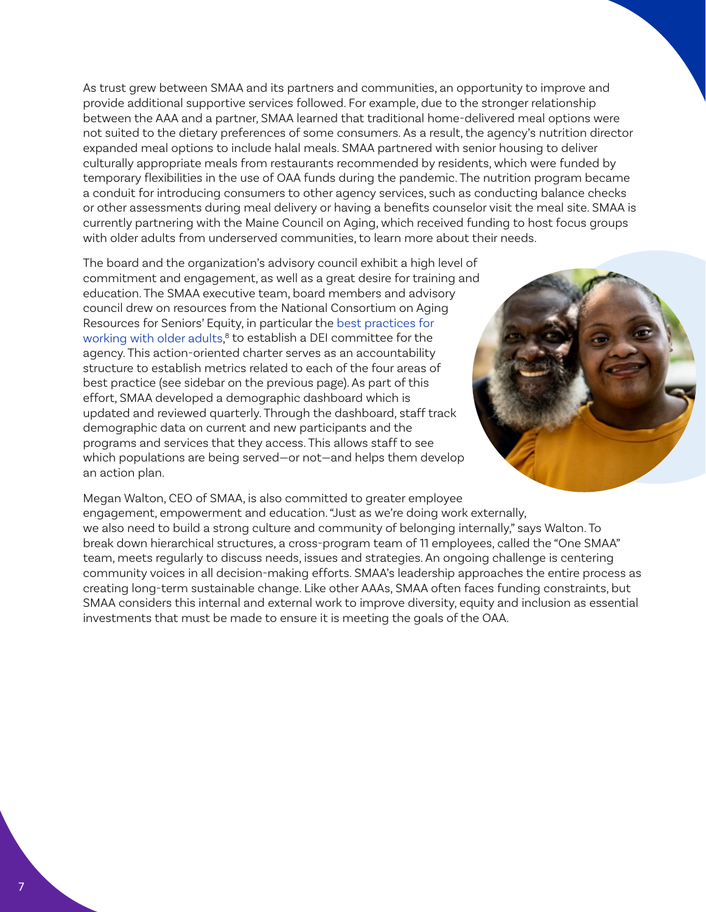As trust grew between SMAA and its partners and communities, an opportunity to improve and provide additional supportive services followed. For example, due to the stronger relationship between the AAA and a partner, SMAA learned that traditional home-delivered meal options were not suited to the dietary preferences of some consumers. As a result, the agency's nutrition director expanded meal options to include halal meals. SMAA partnered with senior housing to deliver culturally appropriate meals from restaurants recommended by residents, which were funded by temporary flexibilities in the use of OAA funds during the pandemic. The nutrition program became a conduit for introducing consumers to other agency services, such as conducting balance checks or other assessments during meal delivery or having a benefits counselor visit the meal site. SMAA is currently partnering with the Maine Council on Aging, which received funding to host focus groups with older adults from underserved communities, to learn more about their needs.

The board and the organization's advisory council exhibit a high level of commitment and engagement, as well as a great desire for training and education. The SMAA executive team, board members and advisory council drew on resources from the National Consortium on Aging Resources for Seniors' Equity, in particular the best practices for working with older adults,[8] to establish a DEI committee for the agency. This action-oriented charter serves as an accountability structure to establish metrics related to each of the four areas of best practice (see sidebar on the previous page). As part of this effort, SMAA developed a demographic dashboard which is updated and reviewed quarterly. Through the dashboard, staff track demographic data on current and new participants and the programs and services that they access. This allows staff to see which populations are being served—or not—and helps them develop an action plan.

Megan Walton, CEO of SMAA, is also committed to greater employee engagement, empowerment and education. "Just as we're doing work externally, we also need to build a strong culture and community of belonging internally," says Walton. To break down hierarchical structures, a cross-program team of 11 employees, called the "One SMAA" team, meets regularly to discuss needs, issues and strategies. An ongoing challenge is centering community voices in all decision-making efforts. SMAA's leadership approaches the entire process as creating long-term sustainable change. Like other AAAs, SMAA often faces funding constraints, but SMAA considers this internal and external work to improve diversity, equity and inclusion as essential investments that must be made to ensure it is meeting the goals of the OAA.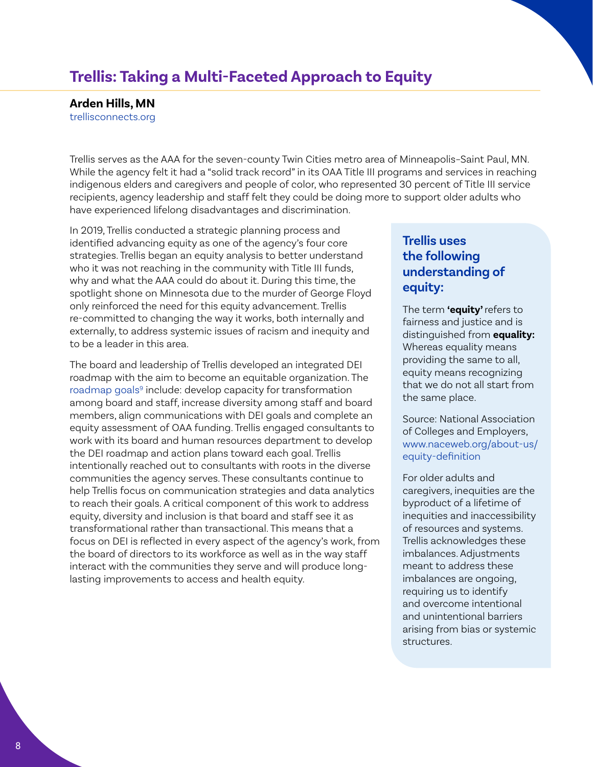## Trellis: Taking a Multi-Faceted Approach to Equity

**Arden Hills, MN**
trellisconnects.org

Trellis serves as the AAA for the seven-county Twin Cities metro area of Minneapolis–Saint Paul, MN. While the agency felt it had a "solid track record" in its OAA Title III programs and services in reaching indigenous elders and caregivers and people of color, who represented 30 percent of Title III service recipients, agency leadership and staff felt they could be doing more to support older adults who have experienced lifelong disadvantages and discrimination.

In 2019, Trellis conducted a strategic planning process and identified advancing equity as one of the agency's four core strategies. Trellis began an equity analysis to better understand who it was not reaching in the community with Title III funds, why and what the AAA could do about it. During this time, the spotlight shone on Minnesota due to the murder of George Floyd only reinforced the need for this equity advancement. Trellis re-committed to changing the way it works, both internally and externally, to address systemic issues of racism and inequity and to be a leader in this area.

The board and leadership of Trellis developed an integrated DEI roadmap with the aim to become an equitable organization. The roadmap goals[9] include: develop capacity for transformation among board and staff, increase diversity among staff and board members, align communications with DEI goals and complete an equity assessment of OAA funding. Trellis engaged consultants to work with its board and human resources department to develop the DEI roadmap and action plans toward each goal. Trellis intentionally reached out to consultants with roots in the diverse communities the agency serves. These consultants continue to help Trellis focus on communication strategies and data analytics to reach their goals. A critical component of this work to address equity, diversity and inclusion is that board and staff see it as transformational rather than transactional. This means that a focus on DEI is reflected in every aspect of the agency's work, from the board of directors to its workforce as well as in the way staff interact with the communities they serve and will produce long-lasting improvements to access and health equity.

### Trellis uses the following understanding of equity:

The term **'equity'** refers to fairness and justice and is distinguished from **equality:** Whereas equality means providing the same to all, equity means recognizing that we do not all start from the same place.

Source: National Association of Colleges and Employers, www.naceweb.org/about-us/equity-definition

For older adults and caregivers, inequities are the byproduct of a lifetime of inequities and inaccessibility of resources and systems. Trellis acknowledges these imbalances. Adjustments meant to address these imbalances are ongoing, requiring us to identify and overcome intentional and unintentional barriers arising from bias or systemic structures.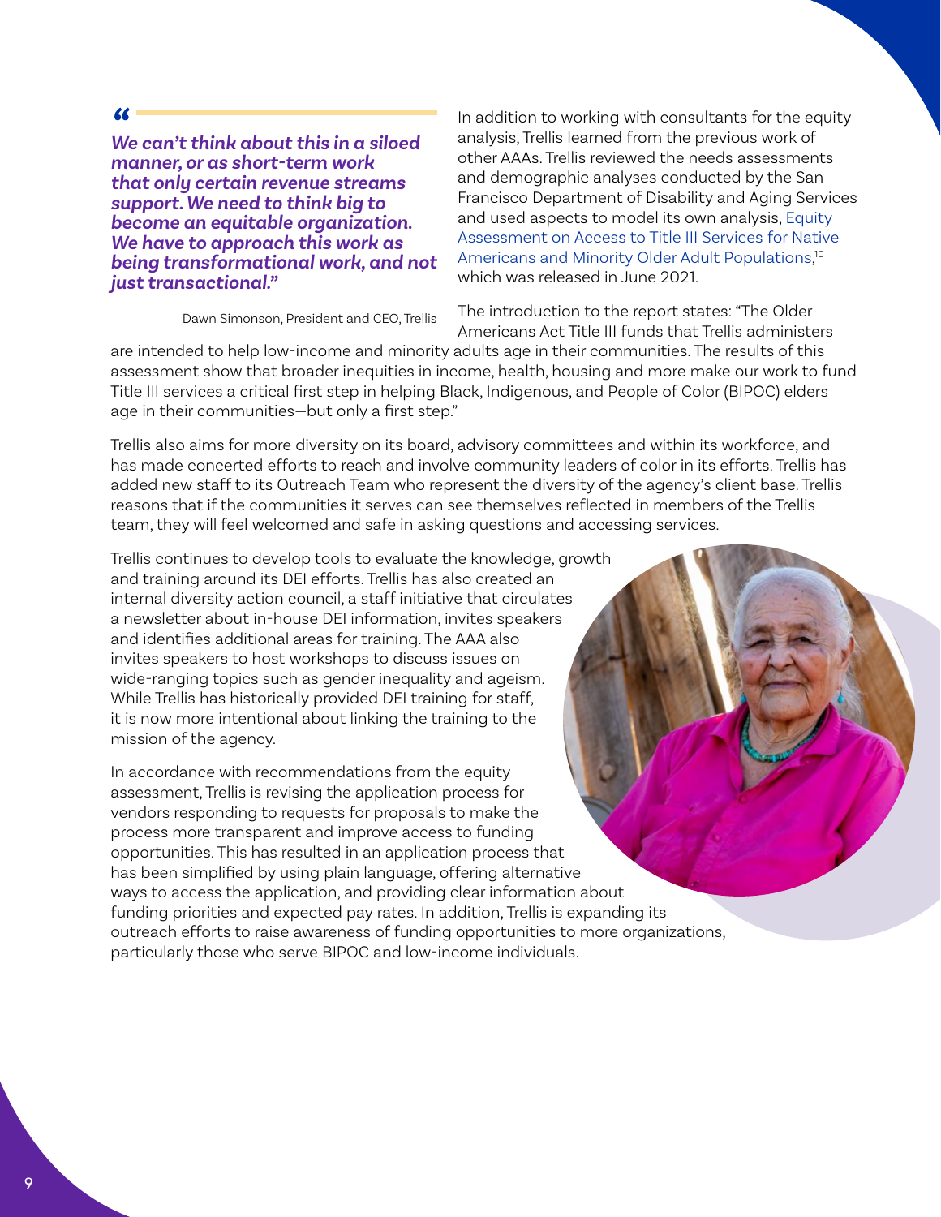> *"We can't think about this in a siloed manner, or as short-term work that only certain revenue streams support. We need to think big to become an equitable organization. We have to approach this work as being transformational work, and not just transactional."*
>
> Dawn Simonson, President and CEO, Trellis

In addition to working with consultants for the equity analysis, Trellis learned from the previous work of other AAAs. Trellis reviewed the needs assessments and demographic analyses conducted by the San Francisco Department of Disability and Aging Services and used aspects to model its own analysis, Equity Assessment on Access to Title III Services for Native Americans and Minority Older Adult Populations,[10] which was released in June 2021.

The introduction to the report states: "The Older Americans Act Title III funds that Trellis administers are intended to help low-income and minority adults age in their communities. The results of this assessment show that broader inequities in income, health, housing and more make our work to fund Title III services a critical first step in helping Black, Indigenous, and People of Color (BIPOC) elders age in their communities—but only a first step."

Trellis also aims for more diversity on its board, advisory committees and within its workforce, and has made concerted efforts to reach and involve community leaders of color in its efforts. Trellis has added new staff to its Outreach Team who represent the diversity of the agency's client base. Trellis reasons that if the communities it serves can see themselves reflected in members of the Trellis team, they will feel welcomed and safe in asking questions and accessing services.

Trellis continues to develop tools to evaluate the knowledge, growth and training around its DEI efforts. Trellis has also created an internal diversity action council, a staff initiative that circulates a newsletter about in-house DEI information, invites speakers and identifies additional areas for training. The AAA also invites speakers to host workshops to discuss issues on wide-ranging topics such as gender inequality and ageism. While Trellis has historically provided DEI training for staff, it is now more intentional about linking the training to the mission of the agency.

In accordance with recommendations from the equity assessment, Trellis is revising the application process for vendors responding to requests for proposals to make the process more transparent and improve access to funding opportunities. This has resulted in an application process that has been simplified by using plain language, offering alternative ways to access the application, and providing clear information about funding priorities and expected pay rates. In addition, Trellis is expanding its outreach efforts to raise awareness of funding opportunities to more organizations, particularly those who serve BIPOC and low-income individuals.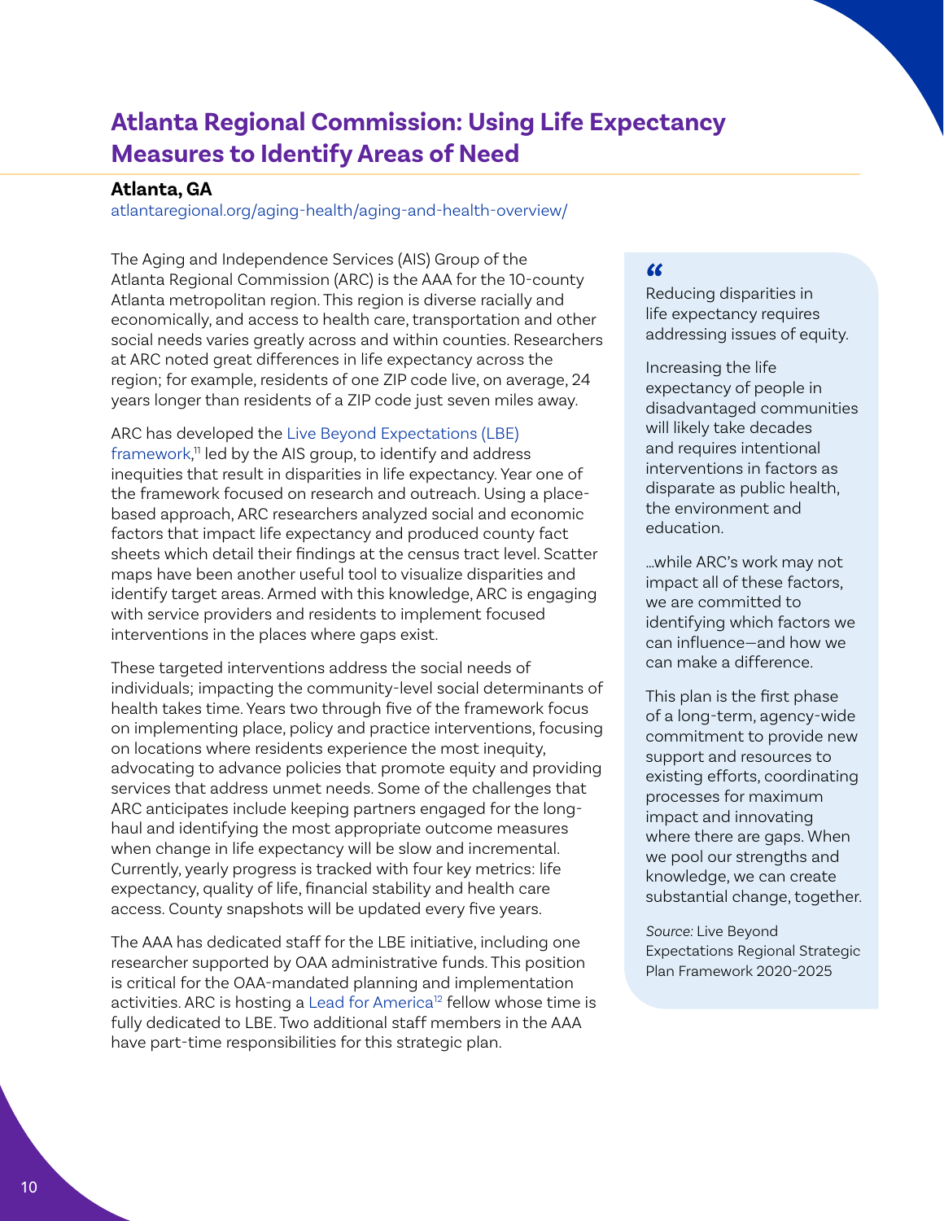## Atlanta Regional Commission: Using Life Expectancy Measures to Identify Areas of Need

**Atlanta, GA**

atlantaregional.org/aging-health/aging-and-health-overview/

The Aging and Independence Services (AIS) Group of the Atlanta Regional Commission (ARC) is the AAA for the 10-county Atlanta metropolitan region. This region is diverse racially and economically, and access to health care, transportation and other social needs varies greatly across and within counties. Researchers at ARC noted great differences in life expectancy across the region; for example, residents of one ZIP code live, on average, 24 years longer than residents of a ZIP code just seven miles away.

ARC has developed the Live Beyond Expectations (LBE) framework,[11] led by the AIS group, to identify and address inequities that result in disparities in life expectancy. Year one of the framework focused on research and outreach. Using a place-based approach, ARC researchers analyzed social and economic factors that impact life expectancy and produced county fact sheets which detail their findings at the census tract level. Scatter maps have been another useful tool to visualize disparities and identify target areas. Armed with this knowledge, ARC is engaging with service providers and residents to implement focused interventions in the places where gaps exist.

These targeted interventions address the social needs of individuals; impacting the community-level social determinants of health takes time. Years two through five of the framework focus on implementing place, policy and practice interventions, focusing on locations where residents experience the most inequity, advocating to advance policies that promote equity and providing services that address unmet needs. Some of the challenges that ARC anticipates include keeping partners engaged for the long-haul and identifying the most appropriate outcome measures when change in life expectancy will be slow and incremental. Currently, yearly progress is tracked with four key metrics: life expectancy, quality of life, financial stability and health care access. County snapshots will be updated every five years.

The AAA has dedicated staff for the LBE initiative, including one researcher supported by OAA administrative funds. This position is critical for the OAA-mandated planning and implementation activities. ARC is hosting a Lead for America[12] fellow whose time is fully dedicated to LBE. Two additional staff members in the AAA have part-time responsibilities for this strategic plan.

> "
>
> Reducing disparities in life expectancy requires addressing issues of equity.
>
> Increasing the life expectancy of people in disadvantaged communities will likely take decades and requires intentional interventions in factors as disparate as public health, the environment and education.
>
> ...while ARC's work may not impact all of these factors, we are committed to identifying which factors we can influence—and how we can make a difference.
>
> This plan is the first phase of a long-term, agency-wide commitment to provide new support and resources to existing efforts, coordinating processes for maximum impact and innovating where there are gaps. When we pool our strengths and knowledge, we can create substantial change, together.
>
> *Source:* Live Beyond Expectations Regional Strategic Plan Framework 2020-2025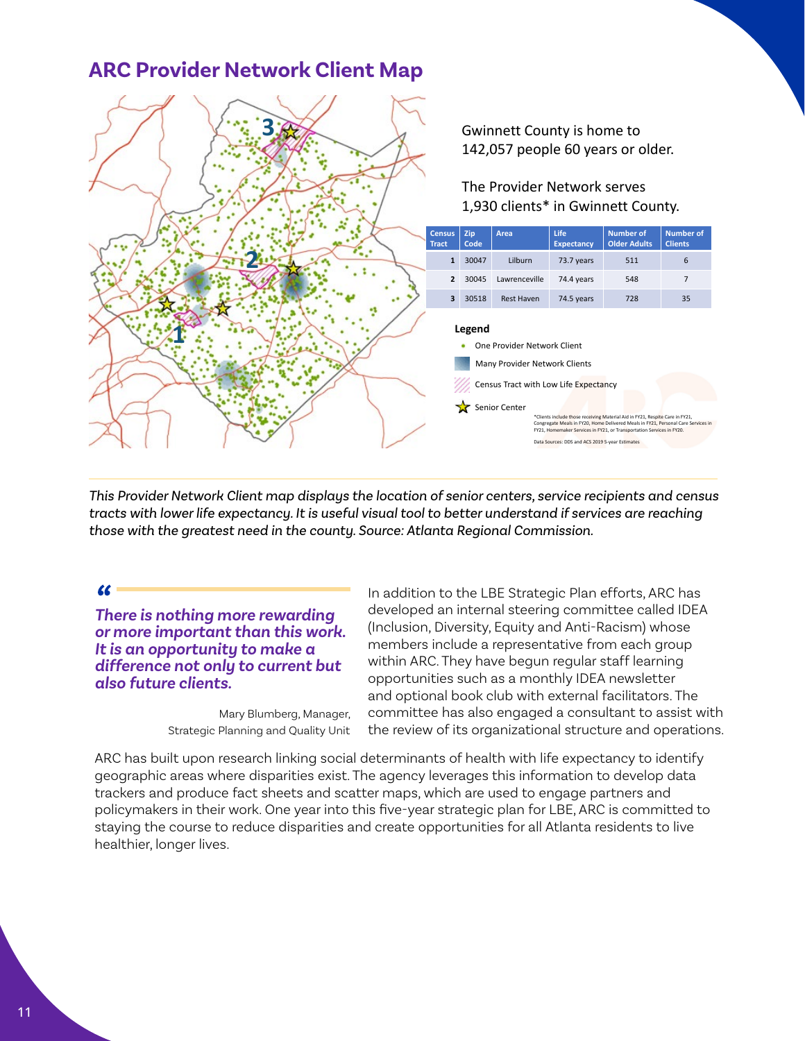## ARC Provider Network Client Map

Gwinnett County is home to 142,057 people 60 years or older.

The Provider Network serves 1,930 clients* in Gwinnett County.

| Census Tract | Zip Code | Area | Life Expectancy | Number of Older Adults | Number of Clients |
|---|---|---|---|---|---|
| 1 | 30047 | Lilburn | 73.7 years | 511 | 6 |
| 2 | 30045 | Lawrenceville | 74.4 years | 548 | 7 |
| 3 | 30518 | Rest Haven | 74.5 years | 728 | 35 |

**Legend**

- One Provider Network Client
- Many Provider Network Clients
- Census Tract with Low Life Expectancy
- Senior Center

*Clients include those receiving Material Aid in FY21, Respite Care in FY21, Congregate Meals in FY20, Home Delivered Meals in FY21, Personal Care Services in FY21, Homemaker Services in FY21, or Transportation Services in FY20.

Data Sources: DDS and ACS 2019 5-year Estimates

*This Provider Network Client map displays the location of senior centers, service recipients and census tracts with lower life expectancy. It is useful visual tool to better understand if services are reaching those with the greatest need in the county. Source: Atlanta Regional Commission.*

> ***There is nothing more rewarding or more important than this work. It is an opportunity to make a difference not only to current but also future clients.***
>
> Mary Blumberg, Manager, Strategic Planning and Quality Unit

In addition to the LBE Strategic Plan efforts, ARC has developed an internal steering committee called IDEA (Inclusion, Diversity, Equity and Anti-Racism) whose members include a representative from each group within ARC. They have begun regular staff learning opportunities such as a monthly IDEA newsletter and optional book club with external facilitators. The committee has also engaged a consultant to assist with the review of its organizational structure and operations.

ARC has built upon research linking social determinants of health with life expectancy to identify geographic areas where disparities exist. The agency leverages this information to develop data trackers and produce fact sheets and scatter maps, which are used to engage partners and policymakers in their work. One year into this five-year strategic plan for LBE, ARC is committed to staying the course to reduce disparities and create opportunities for all Atlanta residents to live healthier, longer lives.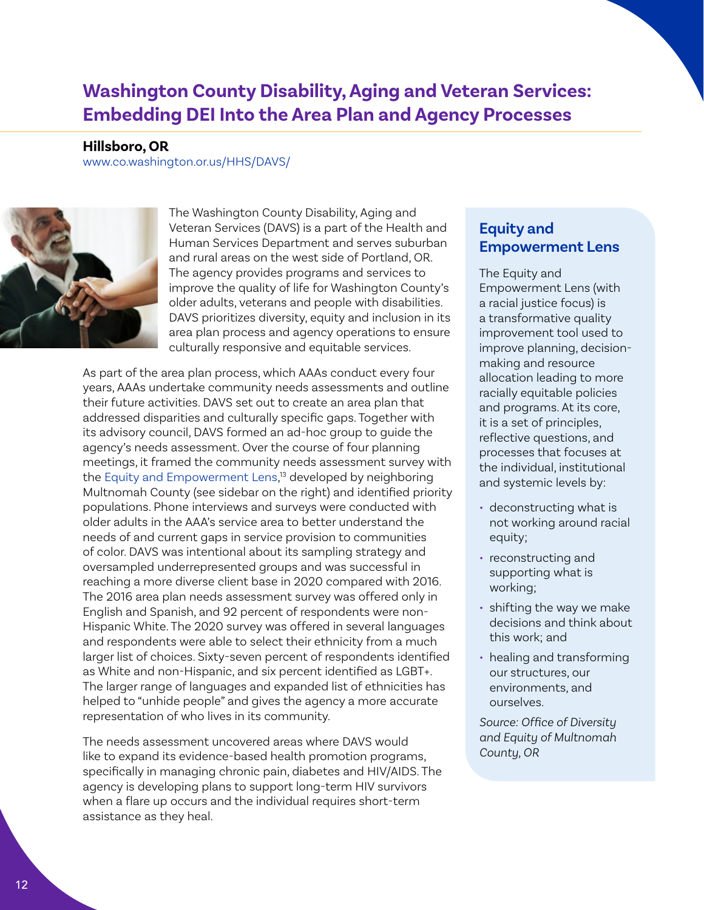## Washington County Disability, Aging and Veteran Services: Embedding DEI Into the Area Plan and Agency Processes

**Hillsboro, OR**

www.co.washington.or.us/HHS/DAVS/

The Washington County Disability, Aging and Veteran Services (DAVS) is a part of the Health and Human Services Department and serves suburban and rural areas on the west side of Portland, OR. The agency provides programs and services to improve the quality of life for Washington County's older adults, veterans and people with disabilities. DAVS prioritizes diversity, equity and inclusion in its area plan process and agency operations to ensure culturally responsive and equitable services.

As part of the area plan process, which AAAs conduct every four years, AAAs undertake community needs assessments and outline their future activities. DAVS set out to create an area plan that addressed disparities and culturally specific gaps. Together with its advisory council, DAVS formed an ad-hoc group to guide the agency's needs assessment. Over the course of four planning meetings, it framed the community needs assessment survey with the Equity and Empowerment Lens,[13] developed by neighboring Multnomah County (see sidebar on the right) and identified priority populations. Phone interviews and surveys were conducted with older adults in the AAA's service area to better understand the needs of and current gaps in service provision to communities of color. DAVS was intentional about its sampling strategy and oversampled underrepresented groups and was successful in reaching a more diverse client base in 2020 compared with 2016. The 2016 area plan needs assessment survey was offered only in English and Spanish, and 92 percent of respondents were non-Hispanic White. The 2020 survey was offered in several languages and respondents were able to select their ethnicity from a much larger list of choices. Sixty-seven percent of respondents identified as White and non-Hispanic, and six percent identified as LGBT+. The larger range of languages and expanded list of ethnicities has helped to "unhide people" and gives the agency a more accurate representation of who lives in its community.

The needs assessment uncovered areas where DAVS would like to expand its evidence-based health promotion programs, specifically in managing chronic pain, diabetes and HIV/AIDS. The agency is developing plans to support long-term HIV survivors when a flare up occurs and the individual requires short-term assistance as they heal.

### Equity and Empowerment Lens

The Equity and Empowerment Lens (with a racial justice focus) is a transformative quality improvement tool used to improve planning, decision-making and resource allocation leading to more racially equitable policies and programs. At its core, it is a set of principles, reflective questions, and processes that focuses at the individual, institutional and systemic levels by:

- deconstructing what is not working around racial equity;
- reconstructing and supporting what is working;
- shifting the way we make decisions and think about this work; and
- healing and transforming our structures, our environments, and ourselves.

*Source: Office of Diversity and Equity of Multnomah County, OR*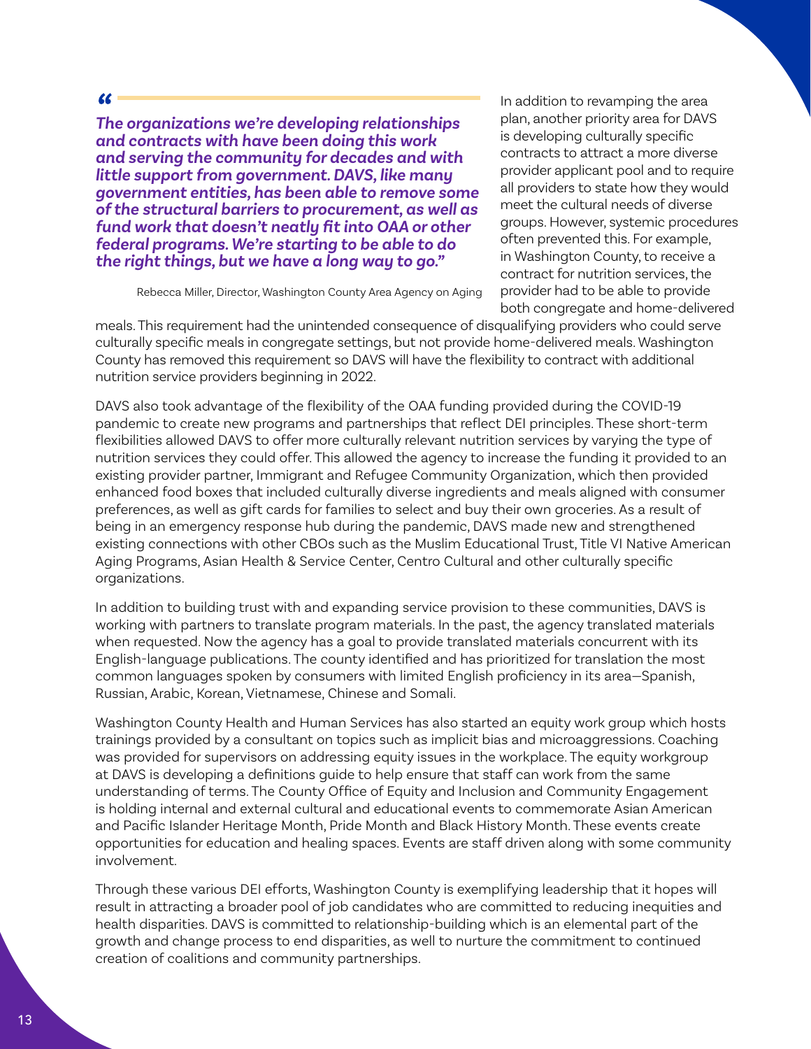> *"The organizations we're developing relationships and contracts with have been doing this work and serving the community for decades and with little support from government. DAVS, like many government entities, has been able to remove some of the structural barriers to procurement, as well as fund work that doesn't neatly fit into OAA or other federal programs. We're starting to be able to do the right things, but we have a long way to go."*
>
> Rebecca Miller, Director, Washington County Area Agency on Aging

In addition to revamping the area plan, another priority area for DAVS is developing culturally specific contracts to attract a more diverse provider applicant pool and to require all providers to state how they would meet the cultural needs of diverse groups. However, systemic procedures often prevented this. For example, in Washington County, to receive a contract for nutrition services, the provider had to be able to provide both congregate and home-delivered meals. This requirement had the unintended consequence of disqualifying providers who could serve culturally specific meals in congregate settings, but not provide home-delivered meals. Washington County has removed this requirement so DAVS will have the flexibility to contract with additional nutrition service providers beginning in 2022.

DAVS also took advantage of the flexibility of the OAA funding provided during the COVID-19 pandemic to create new programs and partnerships that reflect DEI principles. These short-term flexibilities allowed DAVS to offer more culturally relevant nutrition services by varying the type of nutrition services they could offer. This allowed the agency to increase the funding it provided to an existing provider partner, Immigrant and Refugee Community Organization, which then provided enhanced food boxes that included culturally diverse ingredients and meals aligned with consumer preferences, as well as gift cards for families to select and buy their own groceries. As a result of being in an emergency response hub during the pandemic, DAVS made new and strengthened existing connections with other CBOs such as the Muslim Educational Trust, Title VI Native American Aging Programs, Asian Health & Service Center, Centro Cultural and other culturally specific organizations.

In addition to building trust with and expanding service provision to these communities, DAVS is working with partners to translate program materials. In the past, the agency translated materials when requested. Now the agency has a goal to provide translated materials concurrent with its English-language publications. The county identified and has prioritized for translation the most common languages spoken by consumers with limited English proficiency in its area—Spanish, Russian, Arabic, Korean, Vietnamese, Chinese and Somali.

Washington County Health and Human Services has also started an equity work group which hosts trainings provided by a consultant on topics such as implicit bias and microaggressions. Coaching was provided for supervisors on addressing equity issues in the workplace. The equity workgroup at DAVS is developing a definitions guide to help ensure that staff can work from the same understanding of terms. The County Office of Equity and Inclusion and Community Engagement is holding internal and external cultural and educational events to commemorate Asian American and Pacific Islander Heritage Month, Pride Month and Black History Month. These events create opportunities for education and healing spaces. Events are staff driven along with some community involvement.

Through these various DEI efforts, Washington County is exemplifying leadership that it hopes will result in attracting a broader pool of job candidates who are committed to reducing inequities and health disparities. DAVS is committed to relationship-building which is an elemental part of the growth and change process to end disparities, as well to nurture the commitment to continued creation of coalitions and community partnerships.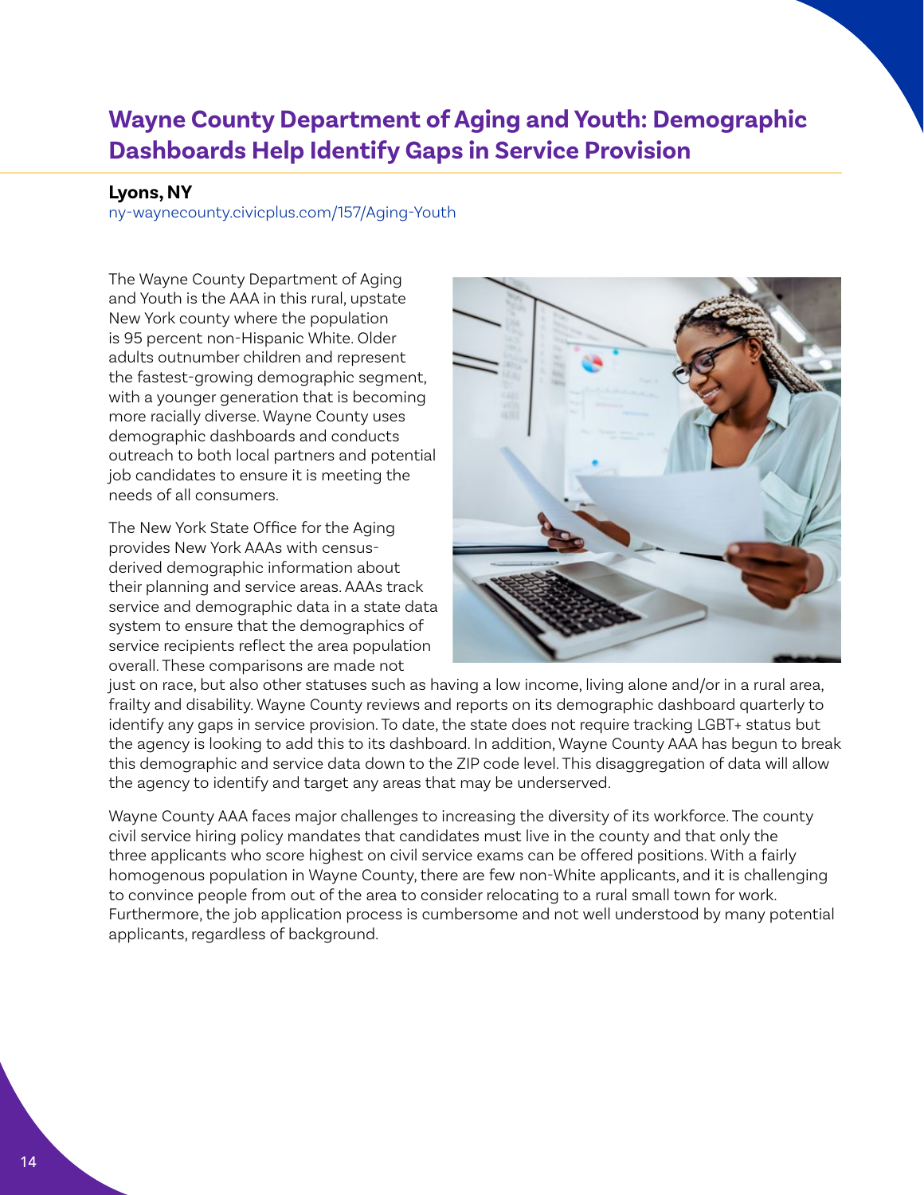## Wayne County Department of Aging and Youth: Demographic Dashboards Help Identify Gaps in Service Provision

**Lyons, NY**
ny-waynecounty.civicplus.com/157/Aging-Youth

The Wayne County Department of Aging and Youth is the AAA in this rural, upstate New York county where the population is 95 percent non-Hispanic White. Older adults outnumber children and represent the fastest-growing demographic segment, with a younger generation that is becoming more racially diverse. Wayne County uses demographic dashboards and conducts outreach to both local partners and potential job candidates to ensure it is meeting the needs of all consumers.

The New York State Office for the Aging provides New York AAAs with census-derived demographic information about their planning and service areas. AAAs track service and demographic data in a state data system to ensure that the demographics of service recipients reflect the area population overall. These comparisons are made not just on race, but also other statuses such as having a low income, living alone and/or in a rural area, frailty and disability. Wayne County reviews and reports on its demographic dashboard quarterly to identify any gaps in service provision. To date, the state does not require tracking LGBT+ status but the agency is looking to add this to its dashboard. In addition, Wayne County AAA has begun to break this demographic and service data down to the ZIP code level. This disaggregation of data will allow the agency to identify and target any areas that may be underserved.

Wayne County AAA faces major challenges to increasing the diversity of its workforce. The county civil service hiring policy mandates that candidates must live in the county and that only the three applicants who score highest on civil service exams can be offered positions. With a fairly homogenous population in Wayne County, there are few non-White applicants, and it is challenging to convince people from out of the area to consider relocating to a rural small town for work. Furthermore, the job application process is cumbersome and not well understood by many potential applicants, regardless of background.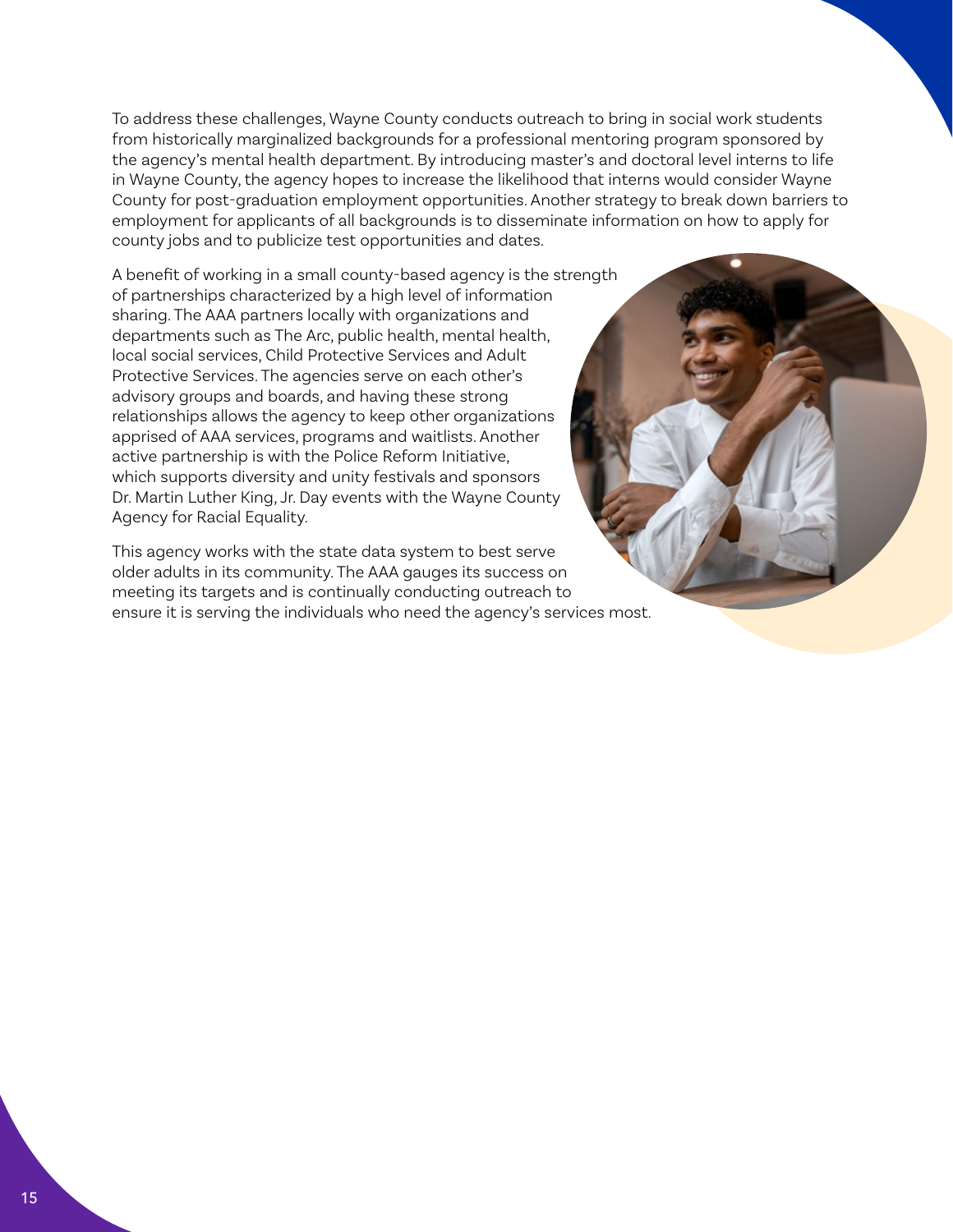To address these challenges, Wayne County conducts outreach to bring in social work students from historically marginalized backgrounds for a professional mentoring program sponsored by the agency's mental health department. By introducing master's and doctoral level interns to life in Wayne County, the agency hopes to increase the likelihood that interns would consider Wayne County for post-graduation employment opportunities. Another strategy to break down barriers to employment for applicants of all backgrounds is to disseminate information on how to apply for county jobs and to publicize test opportunities and dates.

A benefit of working in a small county-based agency is the strength of partnerships characterized by a high level of information sharing. The AAA partners locally with organizations and departments such as The Arc, public health, mental health, local social services, Child Protective Services and Adult Protective Services. The agencies serve on each other's advisory groups and boards, and having these strong relationships allows the agency to keep other organizations apprised of AAA services, programs and waitlists. Another active partnership is with the Police Reform Initiative, which supports diversity and unity festivals and sponsors Dr. Martin Luther King, Jr. Day events with the Wayne County Agency for Racial Equality.

This agency works with the state data system to best serve older adults in its community. The AAA gauges its success on meeting its targets and is continually conducting outreach to ensure it is serving the individuals who need the agency's services most.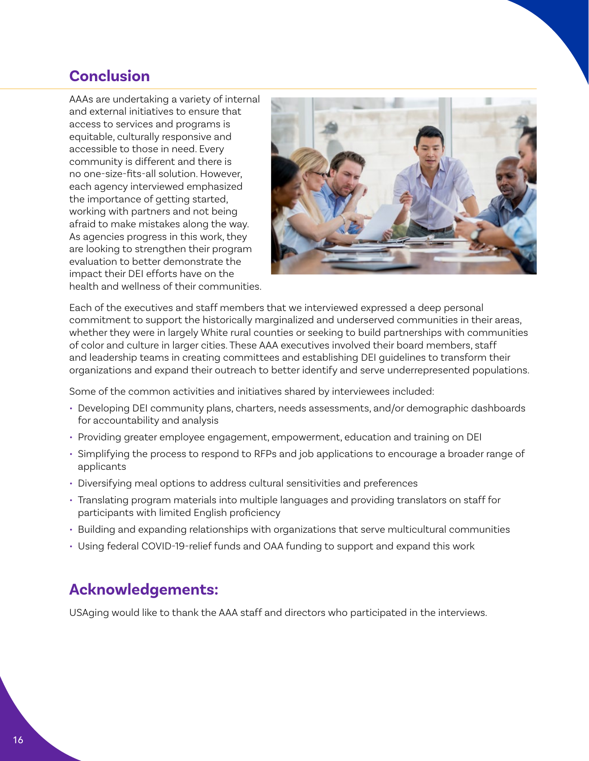## Conclusion

AAAs are undertaking a variety of internal and external initiatives to ensure that access to services and programs is equitable, culturally responsive and accessible to those in need. Every community is different and there is no one-size-fits-all solution. However, each agency interviewed emphasized the importance of getting started, working with partners and not being afraid to make mistakes along the way. As agencies progress in this work, they are looking to strengthen their program evaluation to better demonstrate the impact their DEI efforts have on the health and wellness of their communities.

Each of the executives and staff members that we interviewed expressed a deep personal commitment to support the historically marginalized and underserved communities in their areas, whether they were in largely White rural counties or seeking to build partnerships with communities of color and culture in larger cities. These AAA executives involved their board members, staff and leadership teams in creating committees and establishing DEI guidelines to transform their organizations and expand their outreach to better identify and serve underrepresented populations.

Some of the common activities and initiatives shared by interviewees included:

- Developing DEI community plans, charters, needs assessments, and/or demographic dashboards for accountability and analysis
- Providing greater employee engagement, empowerment, education and training on DEI
- Simplifying the process to respond to RFPs and job applications to encourage a broader range of applicants
- Diversifying meal options to address cultural sensitivities and preferences
- Translating program materials into multiple languages and providing translators on staff for participants with limited English proficiency
- Building and expanding relationships with organizations that serve multicultural communities
- Using federal COVID-19-relief funds and OAA funding to support and expand this work

## Acknowledgements:

USAging would like to thank the AAA staff and directors who participated in the interviews.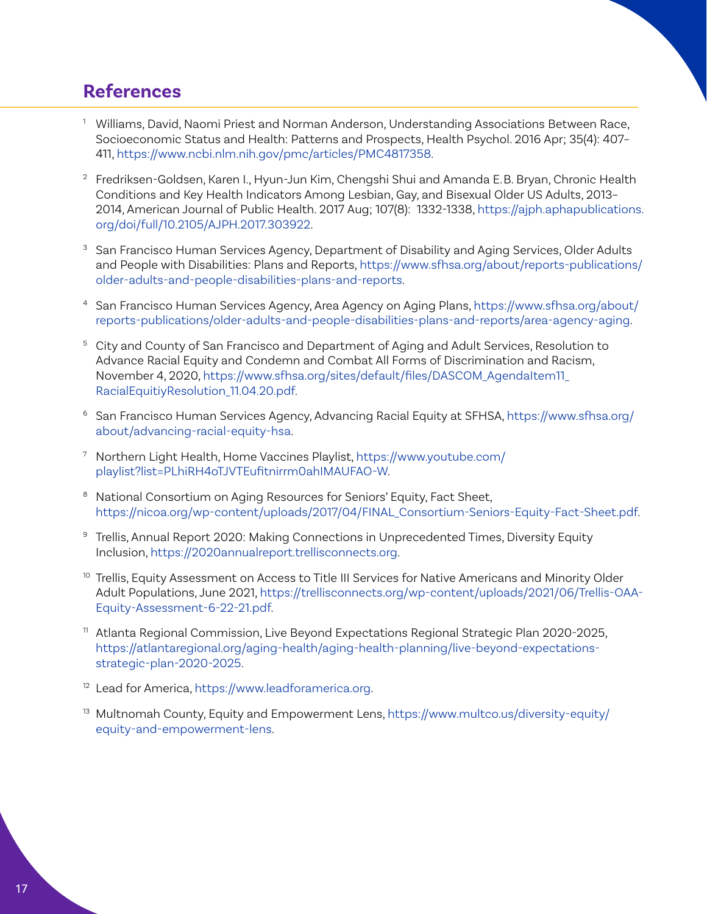## References

1. Williams, David, Naomi Priest and Norman Anderson, Understanding Associations Between Race, Socioeconomic Status and Health: Patterns and Prospects, Health Psychol. 2016 Apr; 35(4): 407–411, https://www.ncbi.nlm.nih.gov/pmc/articles/PMC4817358.

2. Fredriksen-Goldsen, Karen I., Hyun-Jun Kim, Chengshi Shui and Amanda E.B. Bryan, Chronic Health Conditions and Key Health Indicators Among Lesbian, Gay, and Bisexual Older US Adults, 2013–2014, American Journal of Public Health. 2017 Aug; 107(8): 1332-1338, https://ajph.aphapublications.org/doi/full/10.2105/AJPH.2017.303922.

3. San Francisco Human Services Agency, Department of Disability and Aging Services, Older Adults and People with Disabilities: Plans and Reports, https://www.sfhsa.org/about/reports-publications/older-adults-and-people-disabilities-plans-and-reports.

4. San Francisco Human Services Agency, Area Agency on Aging Plans, https://www.sfhsa.org/about/reports-publications/older-adults-and-people-disabilities-plans-and-reports/area-agency-aging.

5. City and County of San Francisco and Department of Aging and Adult Services, Resolution to Advance Racial Equity and Condemn and Combat All Forms of Discrimination and Racism, November 4, 2020, https://www.sfhsa.org/sites/default/files/DASCOM_AgendaItem11_RacialEquitiyResolution_11.04.20.pdf.

6. San Francisco Human Services Agency, Advancing Racial Equity at SFHSA, https://www.sfhsa.org/about/advancing-racial-equity-hsa.

7. Northern Light Health, Home Vaccines Playlist, https://www.youtube.com/playlist?list=PLhiRH4oTJVTEufitnirrm0ahIMAUFAO-W.

8. National Consortium on Aging Resources for Seniors' Equity, Fact Sheet, https://nicoa.org/wp-content/uploads/2017/04/FINAL_Consortium-Seniors-Equity-Fact-Sheet.pdf.

9. Trellis, Annual Report 2020: Making Connections in Unprecedented Times, Diversity Equity Inclusion, https://2020annualreport.trellisconnects.org.

10. Trellis, Equity Assessment on Access to Title III Services for Native Americans and Minority Older Adult Populations, June 2021, https://trellisconnects.org/wp-content/uploads/2021/06/Trellis-OAA-Equity-Assessment-6-22-21.pdf.

11. Atlanta Regional Commission, Live Beyond Expectations Regional Strategic Plan 2020-2025, https://atlantaregional.org/aging-health/aging-health-planning/live-beyond-expectations-strategic-plan-2020-2025.

12. Lead for America, https://www.leadforamerica.org.

13. Multnomah County, Equity and Empowerment Lens, https://www.multco.us/diversity-equity/equity-and-empowerment-lens.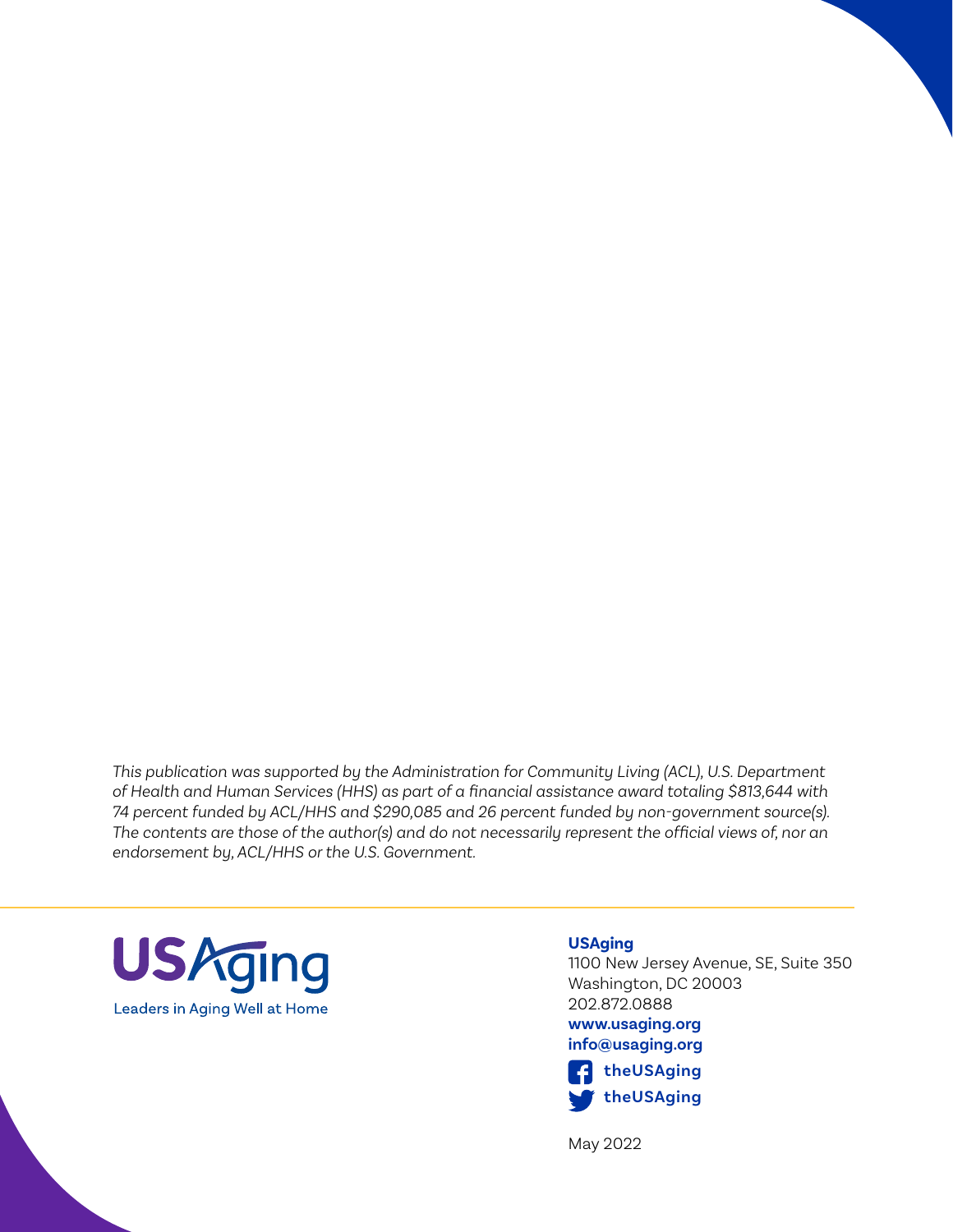*This publication was supported by the Administration for Community Living (ACL), U.S. Department of Health and Human Services (HHS) as part of a financial assistance award totaling $813,644 with 74 percent funded by ACL/HHS and $290,085 and 26 percent funded by non-government source(s). The contents are those of the author(s) and do not necessarily represent the official views of, nor an endorsement by, ACL/HHS or the U.S. Government.*

USAging

Leaders in Aging Well at Home

**USAging**
1100 New Jersey Avenue, SE, Suite 350
Washington, DC 20003
202.872.0888
**www.usaging.org**
**info@usaging.org**

**theUSAging**

**theUSAging**

May 2022